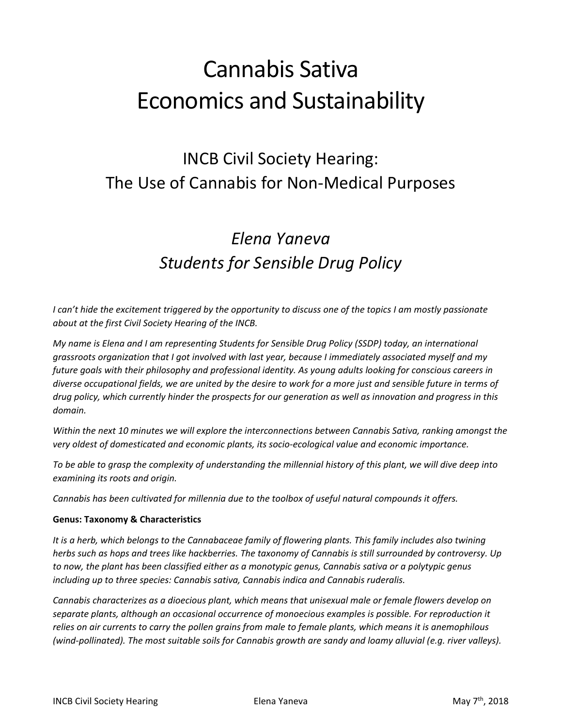# Cannabis Sativa Economics and Sustainability

## INCB Civil Society Hearing: The Use of Cannabis for Non-Medical Purposes

## *Elena Yaneva*
## *Students for Sensible Drug Policy*

*I can't hide the excitement triggered by the opportunity to discuss one of the topics I am mostly passionate about at the first Civil Society Hearing of the INCB.*

*My name is Elena and I am representing Students for Sensible Drug Policy (SSDP) today, an international grassroots organization that I got involved with last year, because I immediately associated myself and my future goals with their philosophy and professional identity. As young adults looking for conscious careers in diverse occupational fields, we are united by the desire to work for a more just and sensible future in terms of drug policy, which currently hinder the prospects for our generation as well as innovation and progress in this domain.*

*Within the next 10 minutes we will explore the interconnections between Cannabis Sativa, ranking amongst the very oldest of domesticated and economic plants, its socio-ecological value and economic importance.*

*To be able to grasp the complexity of understanding the millennial history of this plant, we will dive deep into examining its roots and origin.*

*Cannabis has been cultivated for millennia due to the toolbox of useful natural compounds it offers.*

**Genus: Taxonomy & Characteristics**

*It is a herb, which belongs to the Cannabaceae family of flowering plants. This family includes also twining herbs such as hops and trees like hackberries. The taxonomy of Cannabis is still surrounded by controversy. Up to now, the plant has been classified either as a monotypic genus, Cannabis sativa or a polytypic genus including up to three species: Cannabis sativa, Cannabis indica and Cannabis ruderalis.*

*Cannabis characterizes as a dioecious plant, which means that unisexual male or female flowers develop on separate plants, although an occasional occurrence of monoecious examples is possible. For reproduction it relies on air currents to carry the pollen grains from male to female plants, which means it is anemophilous (wind-pollinated). The most suitable soils for Cannabis growth are sandy and loamy alluvial (e.g. river valleys).*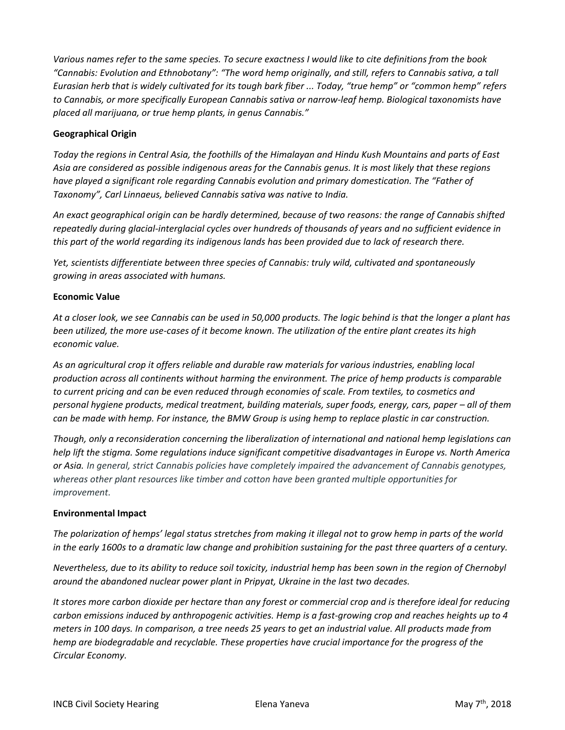*Various names refer to the same species. To secure exactness I would like to cite definitions from the book "Cannabis: Evolution and Ethnobotany": "The word hemp originally, and still, refers to Cannabis sativa, a tall Eurasian herb that is widely cultivated for its tough bark fiber ... Today, "true hemp" or "common hemp" refers to Cannabis, or more specifically European Cannabis sativa or narrow-leaf hemp. Biological taxonomists have placed all marijuana, or true hemp plants, in genus Cannabis."*

**Geographical Origin**

*Today the regions in Central Asia, the foothills of the Himalayan and Hindu Kush Mountains and parts of East Asia are considered as possible indigenous areas for the Cannabis genus. It is most likely that these regions have played a significant role regarding Cannabis evolution and primary domestication. The "Father of Taxonomy", Carl Linnaeus, believed Cannabis sativa was native to India.*

*An exact geographical origin can be hardly determined, because of two reasons: the range of Cannabis shifted repeatedly during glacial-interglacial cycles over hundreds of thousands of years and no sufficient evidence in this part of the world regarding its indigenous lands has been provided due to lack of research there.*

*Yet, scientists differentiate between three species of Cannabis: truly wild, cultivated and spontaneously growing in areas associated with humans.*

**Economic Value**

*At a closer look, we see Cannabis can be used in 50,000 products. The logic behind is that the longer a plant has been utilized, the more use-cases of it become known. The utilization of the entire plant creates its high economic value.*

*As an agricultural crop it offers reliable and durable raw materials for various industries, enabling local production across all continents without harming the environment. The price of hemp products is comparable to current pricing and can be even reduced through economies of scale. From textiles, to cosmetics and personal hygiene products, medical treatment, building materials, super foods, energy, cars, paper – all of them can be made with hemp. For instance, the BMW Group is using hemp to replace plastic in car construction.*

*Though, only a reconsideration concerning the liberalization of international and national hemp legislations can help lift the stigma. Some regulations induce significant competitive disadvantages in Europe vs. North America or Asia. In general, strict Cannabis policies have completely impaired the advancement of Cannabis genotypes, whereas other plant resources like timber and cotton have been granted multiple opportunities for improvement.*

**Environmental Impact**

*The polarization of hemps' legal status stretches from making it illegal not to grow hemp in parts of the world in the early 1600s to a dramatic law change and prohibition sustaining for the past three quarters of a century.*

*Nevertheless, due to its ability to reduce soil toxicity, industrial hemp has been sown in the region of Chernobyl around the abandoned nuclear power plant in Pripyat, Ukraine in the last two decades.*

*It stores more carbon dioxide per hectare than any forest or commercial crop and is therefore ideal for reducing carbon emissions induced by anthropogenic activities. Hemp is a fast-growing crop and reaches heights up to 4 meters in 100 days. In comparison, a tree needs 25 years to get an industrial value. All products made from hemp are biodegradable and recyclable. These properties have crucial importance for the progress of the Circular Economy.*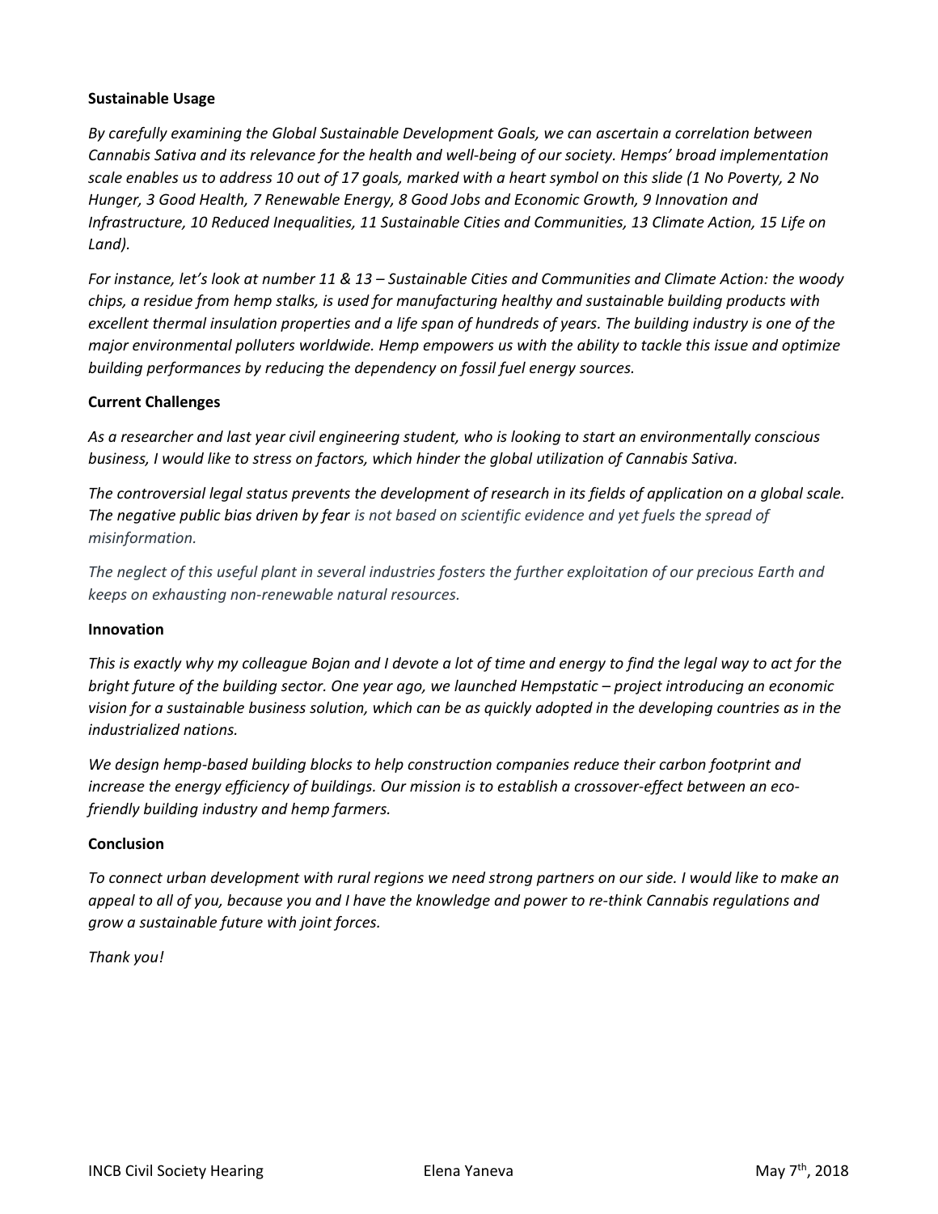**Sustainable Usage**

*By carefully examining the Global Sustainable Development Goals, we can ascertain a correlation between Cannabis Sativa and its relevance for the health and well-being of our society. Hemps' broad implementation scale enables us to address 10 out of 17 goals, marked with a heart symbol on this slide (1 No Poverty, 2 No Hunger, 3 Good Health, 7 Renewable Energy, 8 Good Jobs and Economic Growth, 9 Innovation and Infrastructure, 10 Reduced Inequalities, 11 Sustainable Cities and Communities, 13 Climate Action, 15 Life on Land).*

*For instance, let's look at number 11 & 13 – Sustainable Cities and Communities and Climate Action: the woody chips, a residue from hemp stalks, is used for manufacturing healthy and sustainable building products with excellent thermal insulation properties and a life span of hundreds of years. The building industry is one of the major environmental polluters worldwide. Hemp empowers us with the ability to tackle this issue and optimize building performances by reducing the dependency on fossil fuel energy sources.*

**Current Challenges**

*As a researcher and last year civil engineering student, who is looking to start an environmentally conscious business, I would like to stress on factors, which hinder the global utilization of Cannabis Sativa.*

*The controversial legal status prevents the development of research in its fields of application on a global scale. The negative public bias driven by fear is not based on scientific evidence and yet fuels the spread of misinformation.*

*The neglect of this useful plant in several industries fosters the further exploitation of our precious Earth and keeps on exhausting non-renewable natural resources.*

**Innovation**

*This is exactly why my colleague Bojan and I devote a lot of time and energy to find the legal way to act for the bright future of the building sector. One year ago, we launched Hempstatic – project introducing an economic vision for a sustainable business solution, which can be as quickly adopted in the developing countries as in the industrialized nations.*

*We design hemp-based building blocks to help construction companies reduce their carbon footprint and increase the energy efficiency of buildings. Our mission is to establish a crossover-effect between an eco-friendly building industry and hemp farmers.*

**Conclusion**

*To connect urban development with rural regions we need strong partners on our side. I would like to make an appeal to all of you, because you and I have the knowledge and power to re-think Cannabis regulations and grow a sustainable future with joint forces.*

*Thank you!*